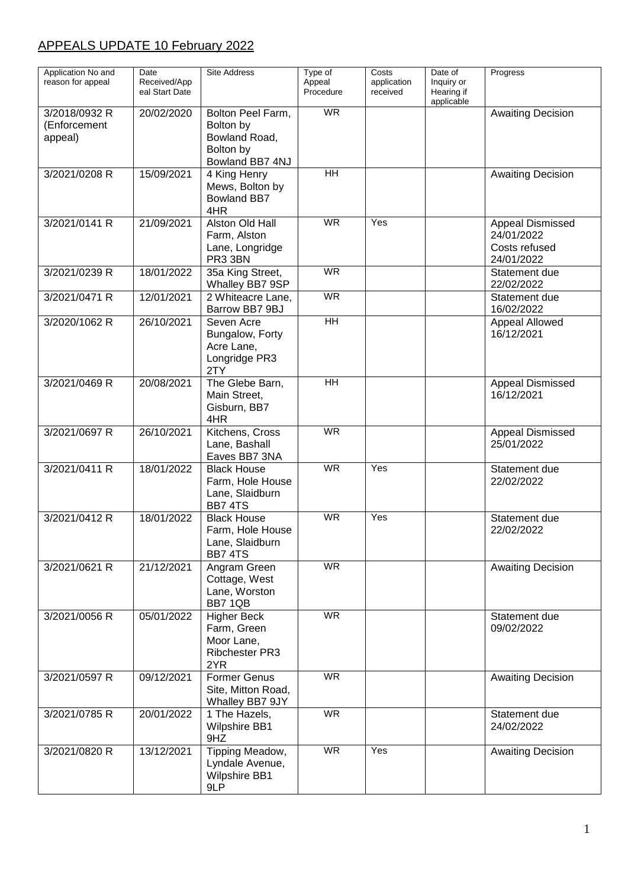# APPEALS UPDATE 10 February 2022

| Application No and reason for appeal | Date Received/Appeal Start Date | Site Address | Type of Appeal Procedure | Costs application received | Date of Inquiry or Hearing if applicable | Progress |
|---|---|---|---|---|---|---|
| 3/2018/0932 R (Enforcement appeal) | 20/02/2020 | Bolton Peel Farm, Bolton by Bowland Road, Bolton by Bowland BB7 4NJ | WR | | | Awaiting Decision |
| 3/2021/0208 R | 15/09/2021 | 4 King Henry Mews, Bolton by Bowland BB7 4HR | HH | | | Awaiting Decision |
| 3/2021/0141 R | 21/09/2021 | Alston Old Hall Farm, Alston Lane, Longridge PR3 3BN | WR | Yes | | Appeal Dismissed 24/01/2022 Costs refused 24/01/2022 |
| 3/2021/0239 R | 18/01/2022 | 35a King Street, Whalley BB7 9SP | WR | | | Statement due 22/02/2022 |
| 3/2021/0471 R | 12/01/2021 | 2 Whiteacre Lane, Barrow BB7 9BJ | WR | | | Statement due 16/02/2022 |
| 3/2020/1062 R | 26/10/2021 | Seven Acre Bungalow, Forty Acre Lane, Longridge PR3 2TY | HH | | | Appeal Allowed 16/12/2021 |
| 3/2021/0469 R | 20/08/2021 | The Glebe Barn, Main Street, Gisburn, BB7 4HR | HH | | | Appeal Dismissed 16/12/2021 |
| 3/2021/0697 R | 26/10/2021 | Kitchens, Cross Lane, Bashall Eaves BB7 3NA | WR | | | Appeal Dismissed 25/01/2022 |
| 3/2021/0411 R | 18/01/2022 | Black House Farm, Hole House Lane, Slaidburn BB7 4TS | WR | Yes | | Statement due 22/02/2022 |
| 3/2021/0412 R | 18/01/2022 | Black House Farm, Hole House Lane, Slaidburn BB7 4TS | WR | Yes | | Statement due 22/02/2022 |
| 3/2021/0621 R | 21/12/2021 | Angram Green Cottage, West Lane, Worston BB7 1QB | WR | | | Awaiting Decision |
| 3/2021/0056 R | 05/01/2022 | Higher Beck Farm, Green Moor Lane, Ribchester PR3 2YR | WR | | | Statement due 09/02/2022 |
| 3/2021/0597 R | 09/12/2021 | Former Genus Site, Mitton Road, Whalley BB7 9JY | WR | | | Awaiting Decision |
| 3/2021/0785 R | 20/01/2022 | 1 The Hazels, Wilpshire BB1 9HZ | WR | | | Statement due 24/02/2022 |
| 3/2021/0820 R | 13/12/2021 | Tipping Meadow, Lyndale Avenue, Wilpshire BB1 9LP | WR | Yes | | Awaiting Decision |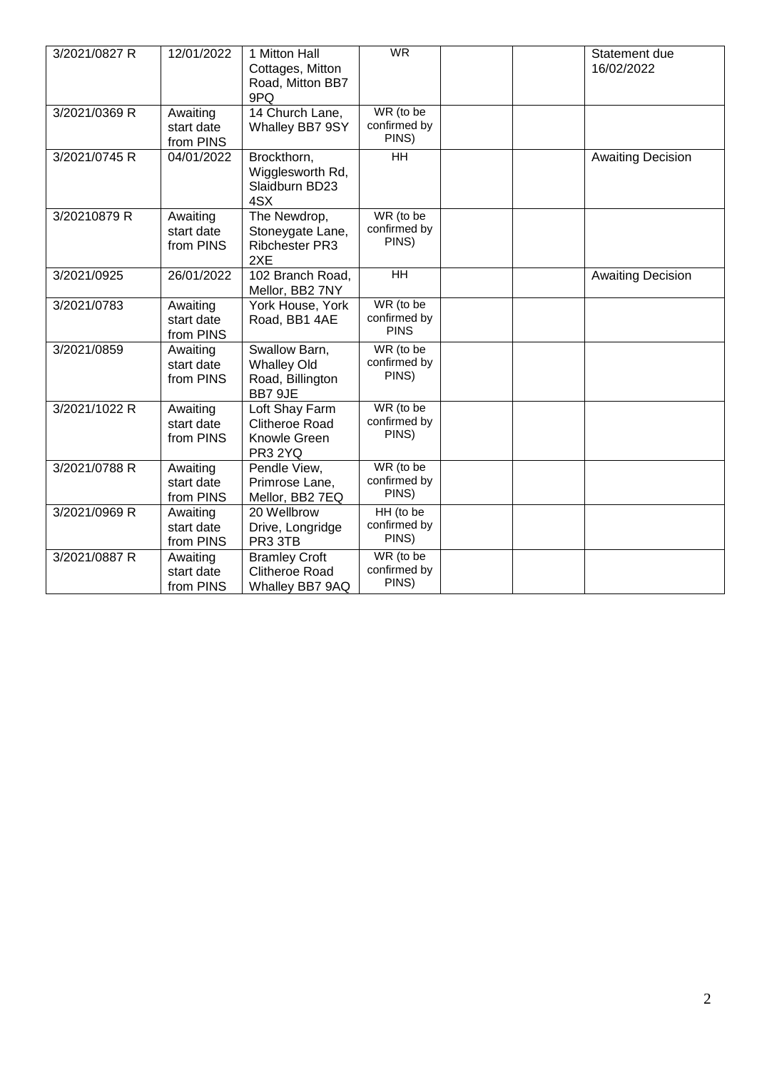| | | | | | | |
|---|---|---|---|---|---|---|
| 3/2021/0827 R | 12/01/2022 | 1 Mitton Hall Cottages, Mitton Road, Mitton BB7 9PQ | WR | | | Statement due 16/02/2022 |
| 3/2021/0369 R | Awaiting start date from PINS | 14 Church Lane, Whalley BB7 9SY | WR (to be confirmed by PINS) | | | |
| 3/2021/0745 R | 04/01/2022 | Brockthorn, Wigglesworth Rd, Slaidburn BD23 4SX | HH | | | Awaiting Decision |
| 3/20210879 R | Awaiting start date from PINS | The Newdrop, Stoneygate Lane, Ribchester PR3 2XE | WR (to be confirmed by PINS) | | | |
| 3/2021/0925 | 26/01/2022 | 102 Branch Road, Mellor, BB2 7NY | HH | | | Awaiting Decision |
| 3/2021/0783 | Awaiting start date from PINS | York House, York Road, BB1 4AE | WR (to be confirmed by PINS | | | |
| 3/2021/0859 | Awaiting start date from PINS | Swallow Barn, Whalley Old Road, Billington BB7 9JE | WR (to be confirmed by PINS) | | | |
| 3/2021/1022 R | Awaiting start date from PINS | Loft Shay Farm Clitheroe Road Knowle Green PR3 2YQ | WR (to be confirmed by PINS) | | | |
| 3/2021/0788 R | Awaiting start date from PINS | Pendle View, Primrose Lane, Mellor, BB2 7EQ | WR (to be confirmed by PINS) | | | |
| 3/2021/0969 R | Awaiting start date from PINS | 20 Wellbrow Drive, Longridge PR3 3TB | HH (to be confirmed by PINS) | | | |
| 3/2021/0887 R | Awaiting start date from PINS | Bramley Croft Clitheroe Road Whalley BB7 9AQ | WR (to be confirmed by PINS) | | | |